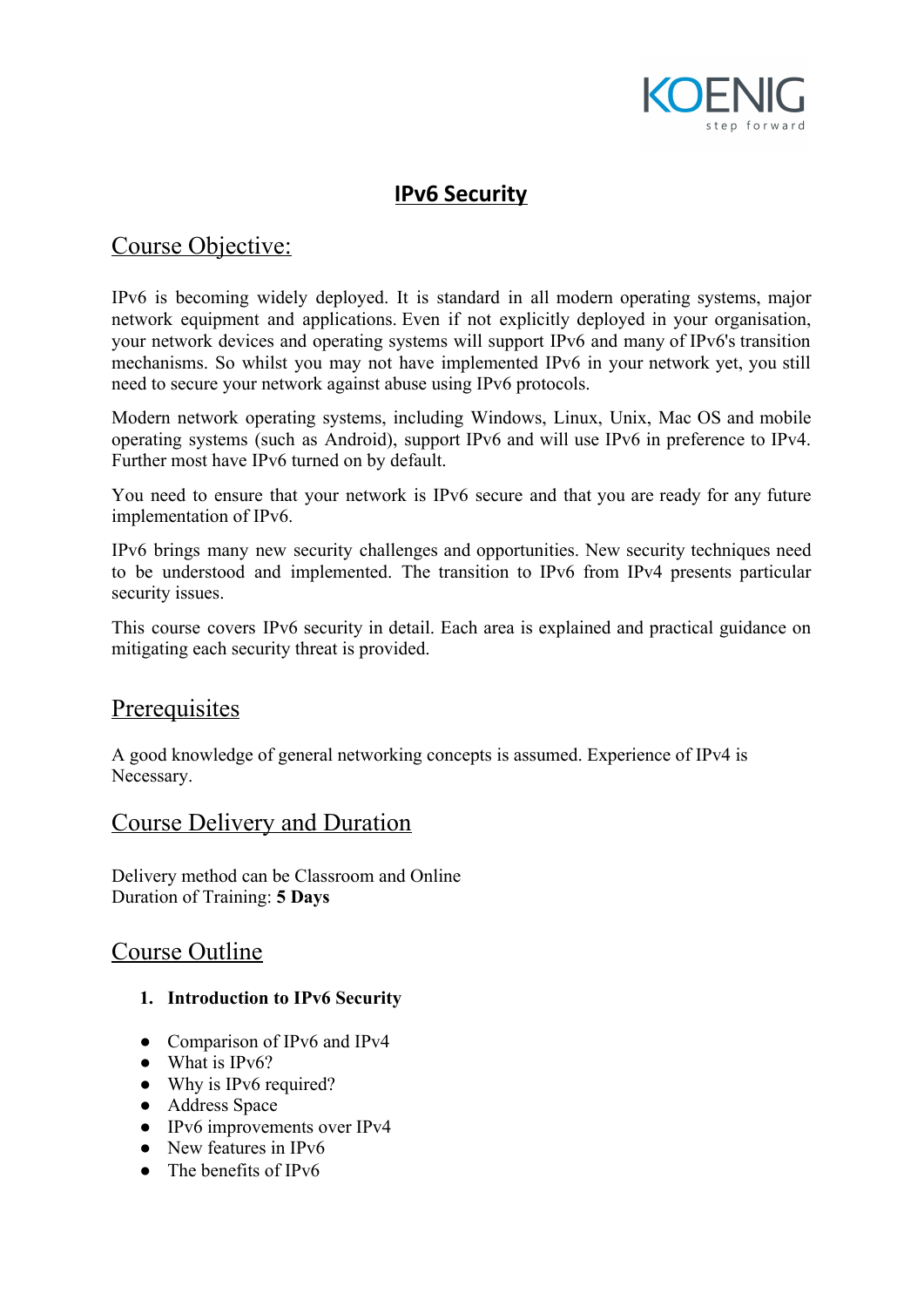# IPv6 Security

## Course Objective:

IPv6 is becoming widely deployed. It is standard in all modern operating systems, major network equipment and applications. Even if not explicitly deployed in your organisation, your network devices and operating systems will support IPv6 and many of IPv6's transition mechanisms. So whilst you may not have implemented IPv6 in your network yet, you still need to secure your network against abuse using IPv6 protocols.

Modern network operating systems, including Windows, Linux, Unix, Mac OS and mobile operating systems (such as Android), support IPv6 and will use IPv6 in preference to IPv4. Further most have IPv6 turned on by default.

You need to ensure that your network is IPv6 secure and that you are ready for any future implementation of IPv6.

IPv6 brings many new security challenges and opportunities. New security techniques need to be understood and implemented. The transition to IPv6 from IPv4 presents particular security issues.

This course covers IPv6 security in detail. Each area is explained and practical guidance on mitigating each security threat is provided.

## Prerequisites

A good knowledge of general networking concepts is assumed. Experience of IPv4 is Necessary.

## Course Delivery and Duration

Delivery method can be Classroom and Online
Duration of Training: **5 Days**

## Course Outline

1. **Introduction to IPv6 Security**

- Comparison of IPv6 and IPv4
- What is IPv6?
- Why is IPv6 required?
- Address Space
- IPv6 improvements over IPv4
- New features in IPv6
- The benefits of IPv6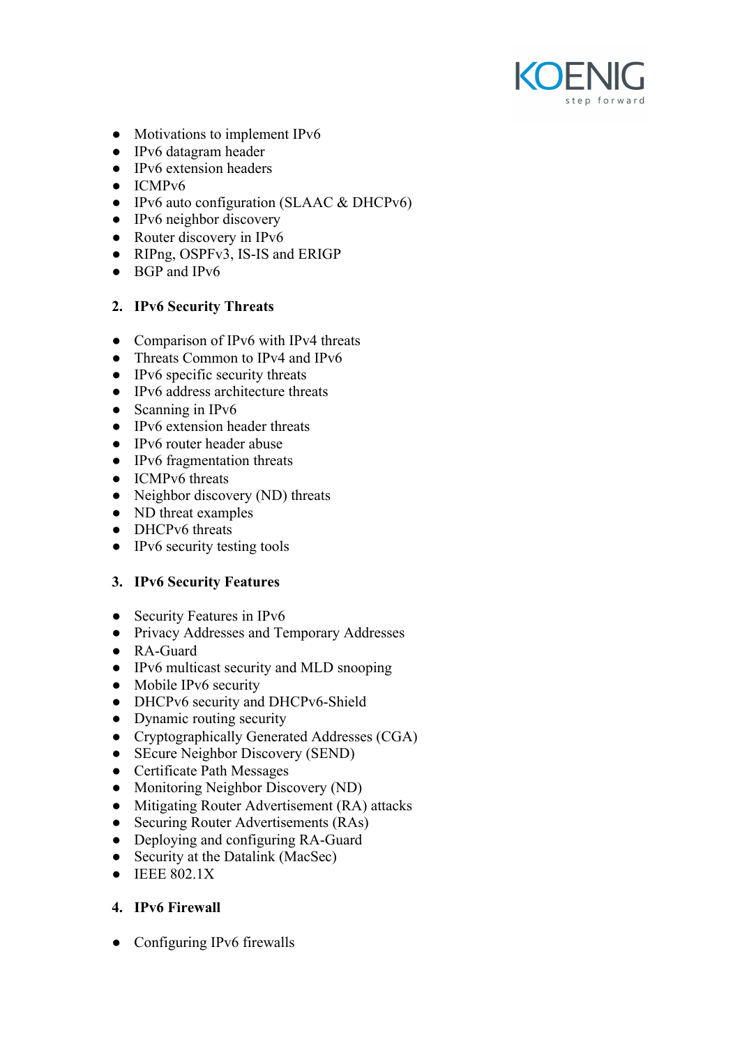- Motivations to implement IPv6
- IPv6 datagram header
- IPv6 extension headers
- ICMPv6
- IPv6 auto configuration (SLAAC & DHCPv6)
- IPv6 neighbor discovery
- Router discovery in IPv6
- RIPng, OSPFv3, IS-IS and ERIGP
- BGP and IPv6

2. **IPv6 Security Threats**

- Comparison of IPv6 with IPv4 threats
- Threats Common to IPv4 and IPv6
- IPv6 specific security threats
- IPv6 address architecture threats
- Scanning in IPv6
- IPv6 extension header threats
- IPv6 router header abuse
- IPv6 fragmentation threats
- ICMPv6 threats
- Neighbor discovery (ND) threats
- ND threat examples
- DHCPv6 threats
- IPv6 security testing tools

3. **IPv6 Security Features**

- Security Features in IPv6
- Privacy Addresses and Temporary Addresses
- RA-Guard
- IPv6 multicast security and MLD snooping
- Mobile IPv6 security
- DHCPv6 security and DHCPv6-Shield
- Dynamic routing security
- Cryptographically Generated Addresses (CGA)
- SEcure Neighbor Discovery (SEND)
- Certificate Path Messages
- Monitoring Neighbor Discovery (ND)
- Mitigating Router Advertisement (RA) attacks
- Securing Router Advertisements (RAs)
- Deploying and configuring RA-Guard
- Security at the Datalink (MacSec)
- IEEE 802.1X

4. **IPv6 Firewall**

- Configuring IPv6 firewalls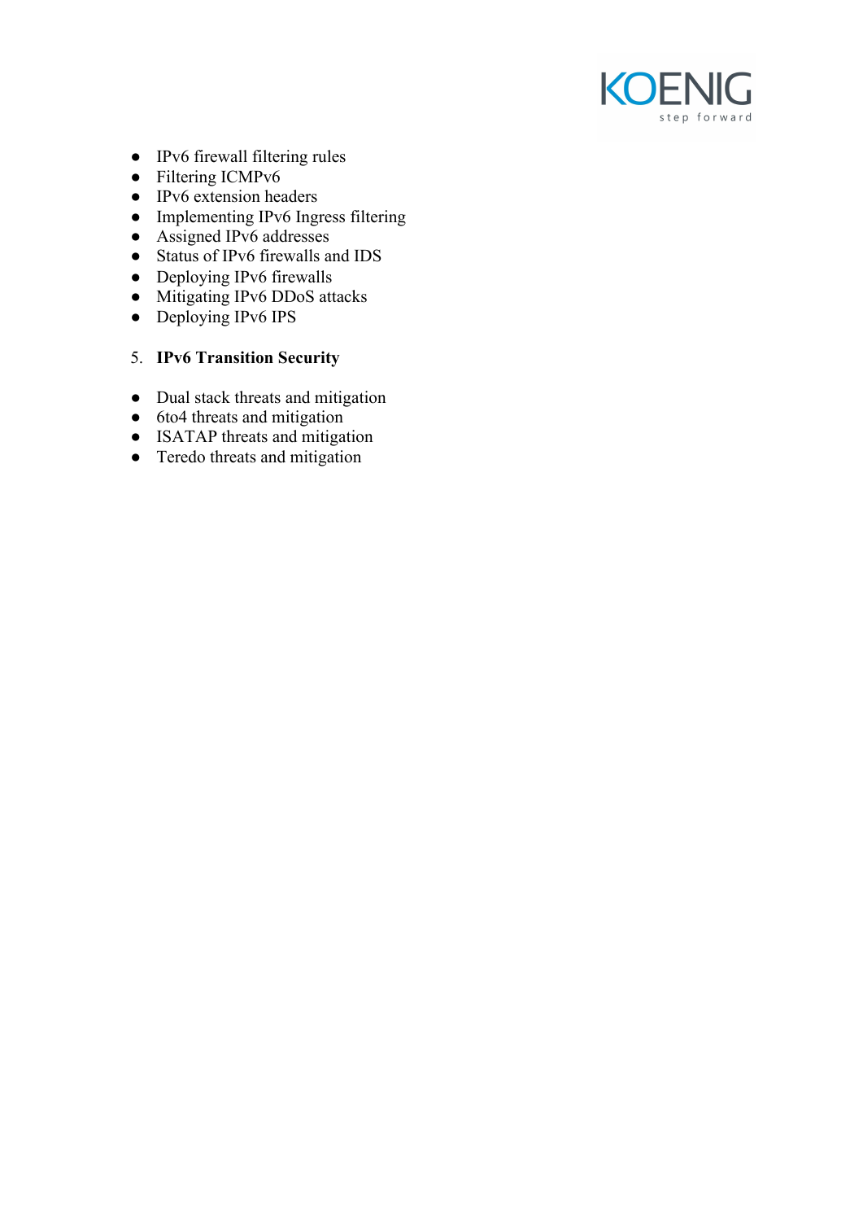- IPv6 firewall filtering rules
- Filtering ICMPv6
- IPv6 extension headers
- Implementing IPv6 Ingress filtering
- Assigned IPv6 addresses
- Status of IPv6 firewalls and IDS
- Deploying IPv6 firewalls
- Mitigating IPv6 DDoS attacks
- Deploying IPv6 IPS

5. **IPv6 Transition Security**

- Dual stack threats and mitigation
- 6to4 threats and mitigation
- ISATAP threats and mitigation
- Teredo threats and mitigation